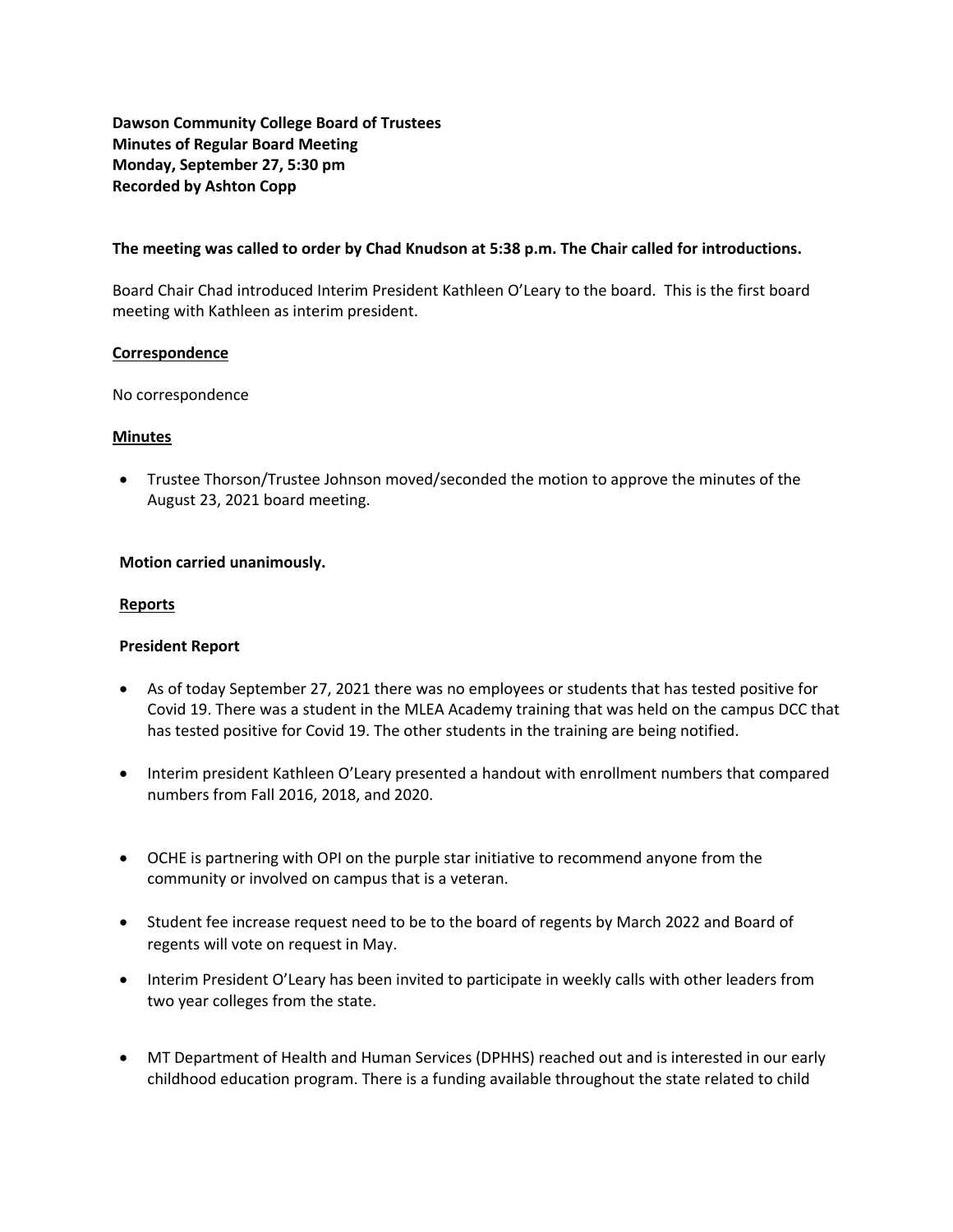**Dawson Community College Board of Trustees**
**Minutes of Regular Board Meeting**
**Monday, September 27, 5:30 pm**
**Recorded by Ashton Copp**

**The meeting was called to order by Chad Knudson at 5:38 p.m. The Chair called for introductions.**

Board Chair Chad introduced Interim President Kathleen O'Leary to the board. This is the first board meeting with Kathleen as interim president.

**Correspondence**

No correspondence

**Minutes**

- Trustee Thorson/Trustee Johnson moved/seconded the motion to approve the minutes of the August 23, 2021 board meeting.

**Motion carried unanimously.**

**Reports**

**President Report**

- As of today September 27, 2021 there was no employees or students that has tested positive for Covid 19. There was a student in the MLEA Academy training that was held on the campus DCC that has tested positive for Covid 19. The other students in the training are being notified.
- Interim president Kathleen O'Leary presented a handout with enrollment numbers that compared numbers from Fall 2016, 2018, and 2020.
- OCHE is partnering with OPI on the purple star initiative to recommend anyone from the community or involved on campus that is a veteran.
- Student fee increase request need to be to the board of regents by March 2022 and Board of regents will vote on request in May.
- Interim President O'Leary has been invited to participate in weekly calls with other leaders from two year colleges from the state.
- MT Department of Health and Human Services (DPHHS) reached out and is interested in our early childhood education program. There is a funding available throughout the state related to child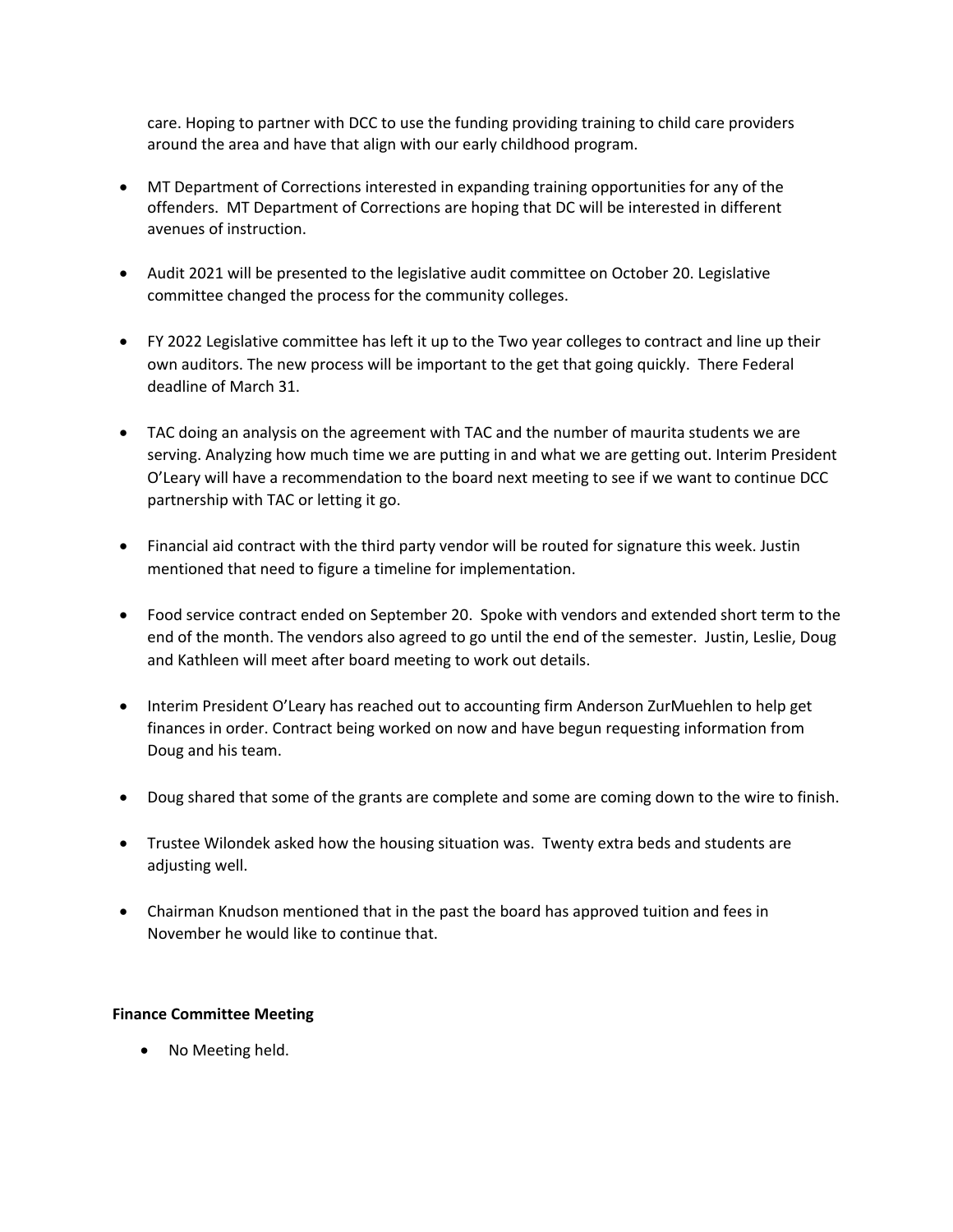care. Hoping to partner with DCC to use the funding providing training to child care providers around the area and have that align with our early childhood program.

- MT Department of Corrections interested in expanding training opportunities for any of the offenders. MT Department of Corrections are hoping that DC will be interested in different avenues of instruction.

- Audit 2021 will be presented to the legislative audit committee on October 20. Legislative committee changed the process for the community colleges.

- FY 2022 Legislative committee has left it up to the Two year colleges to contract and line up their own auditors. The new process will be important to the get that going quickly. There Federal deadline of March 31.

- TAC doing an analysis on the agreement with TAC and the number of maurita students we are serving. Analyzing how much time we are putting in and what we are getting out. Interim President O'Leary will have a recommendation to the board next meeting to see if we want to continue DCC partnership with TAC or letting it go.

- Financial aid contract with the third party vendor will be routed for signature this week. Justin mentioned that need to figure a timeline for implementation.

- Food service contract ended on September 20. Spoke with vendors and extended short term to the end of the month. The vendors also agreed to go until the end of the semester. Justin, Leslie, Doug and Kathleen will meet after board meeting to work out details.

- Interim President O'Leary has reached out to accounting firm Anderson ZurMuehlen to help get finances in order. Contract being worked on now and have begun requesting information from Doug and his team.

- Doug shared that some of the grants are complete and some are coming down to the wire to finish.

- Trustee Wilondek asked how the housing situation was. Twenty extra beds and students are adjusting well.

- Chairman Knudson mentioned that in the past the board has approved tuition and fees in November he would like to continue that.

**Finance Committee Meeting**

- No Meeting held.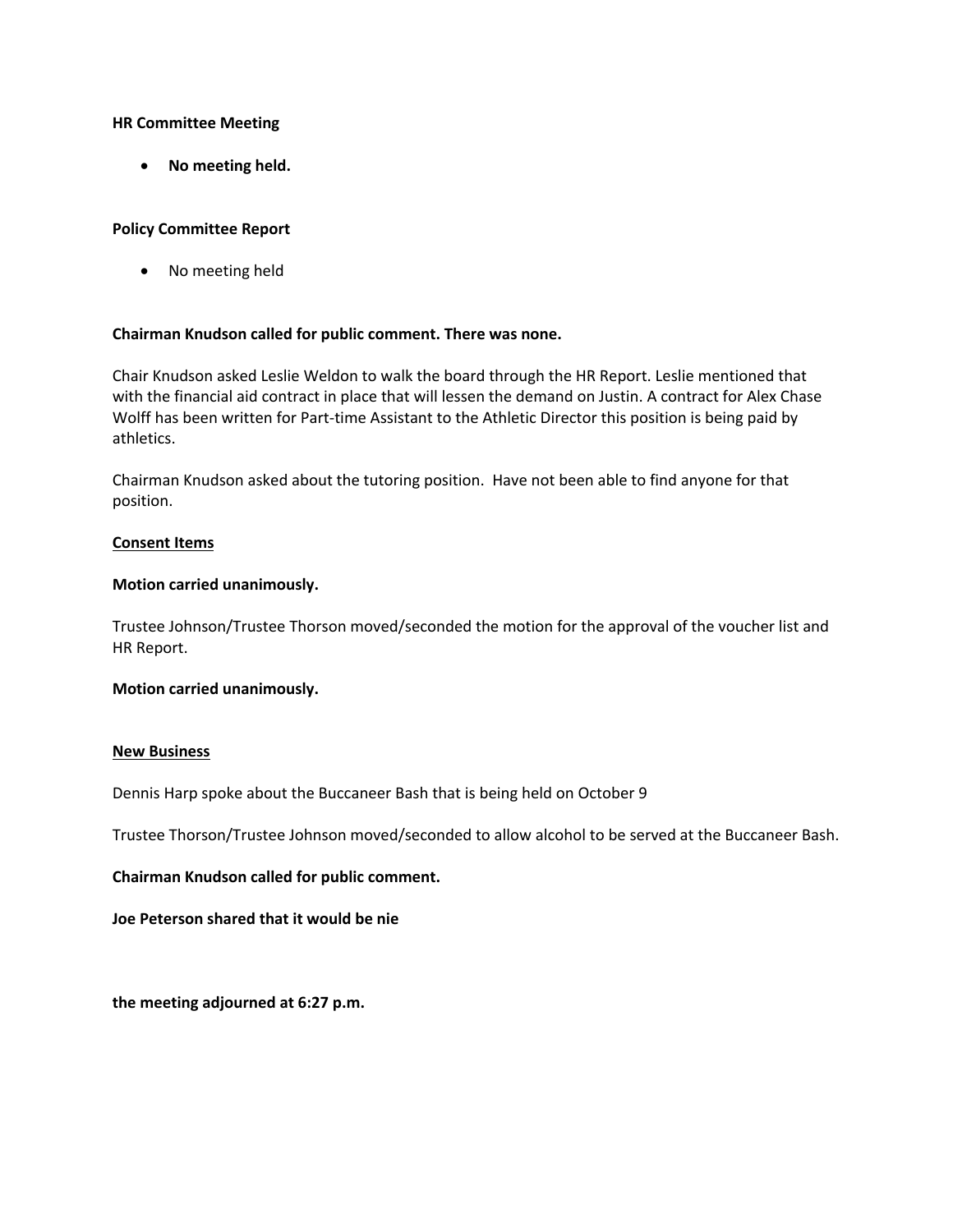**HR Committee Meeting**

- **No meeting held.**

**Policy Committee Report**

- No meeting held

**Chairman Knudson called for public comment. There was none.**

Chair Knudson asked Leslie Weldon to walk the board through the HR Report. Leslie mentioned that with the financial aid contract in place that will lessen the demand on Justin. A contract for Alex Chase Wolff has been written for Part-time Assistant to the Athletic Director this position is being paid by athletics.

Chairman Knudson asked about the tutoring position. Have not been able to find anyone for that position.

<u>**Consent Items**</u>

**Motion carried unanimously.**

Trustee Johnson/Trustee Thorson moved/seconded the motion for the approval of the voucher list and HR Report.

**Motion carried unanimously.**

<u>**New Business**</u>

Dennis Harp spoke about the Buccaneer Bash that is being held on October 9

Trustee Thorson/Trustee Johnson moved/seconded to allow alcohol to be served at the Buccaneer Bash.

**Chairman Knudson called for public comment.**

**Joe Peterson shared that it would be nie**

**the meeting adjourned at 6:27 p.m.**